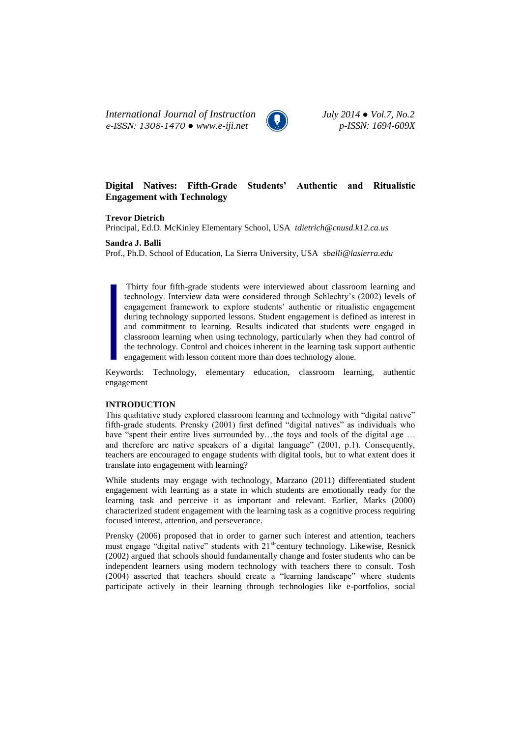# Digital Natives: Fifth-Grade Students' Authentic and Ritualistic Engagement with Technology

**Trevor Dietrich**
Principal, Ed.D. McKinley Elementary School, USA *tdietrich@cnusd.k12.ca.us*

**Sandra J. Balli**
Prof., Ph.D. School of Education, La Sierra University, USA *sballi@lasierra.edu*

Thirty four fifth-grade students were interviewed about classroom learning and technology. Interview data were considered through Schlechty's (2002) levels of engagement framework to explore students' authentic or ritualistic engagement during technology supported lessons. Student engagement is defined as interest in and commitment to learning. Results indicated that students were engaged in classroom learning when using technology, particularly when they had control of the technology. Control and choices inherent in the learning task support authentic engagement with lesson content more than does technology alone.

Keywords: Technology, elementary education, classroom learning, authentic engagement

## INTRODUCTION

This qualitative study explored classroom learning and technology with "digital native" fifth-grade students. Prensky (2001) first defined "digital natives" as individuals who have "spent their entire lives surrounded by…the toys and tools of the digital age … and therefore are native speakers of a digital language" (2001, p.1). Consequently, teachers are encouraged to engage students with digital tools, but to what extent does it translate into engagement with learning?

While students may engage with technology, Marzano (2011) differentiated student engagement with learning as a state in which students are emotionally ready for the learning task and perceive it as important and relevant. Earlier, Marks (2000) characterized student engagement with the learning task as a cognitive process requiring focused interest, attention, and perseverance.

Prensky (2006) proposed that in order to garner such interest and attention, teachers must engage "digital native" students with 21st-century technology. Likewise, Resnick (2002) argued that schools should fundamentally change and foster students who can be independent learners using modern technology with teachers there to consult. Tosh (2004) asserted that teachers should create a "learning landscape" where students participate actively in their learning through technologies like e-portfolios, social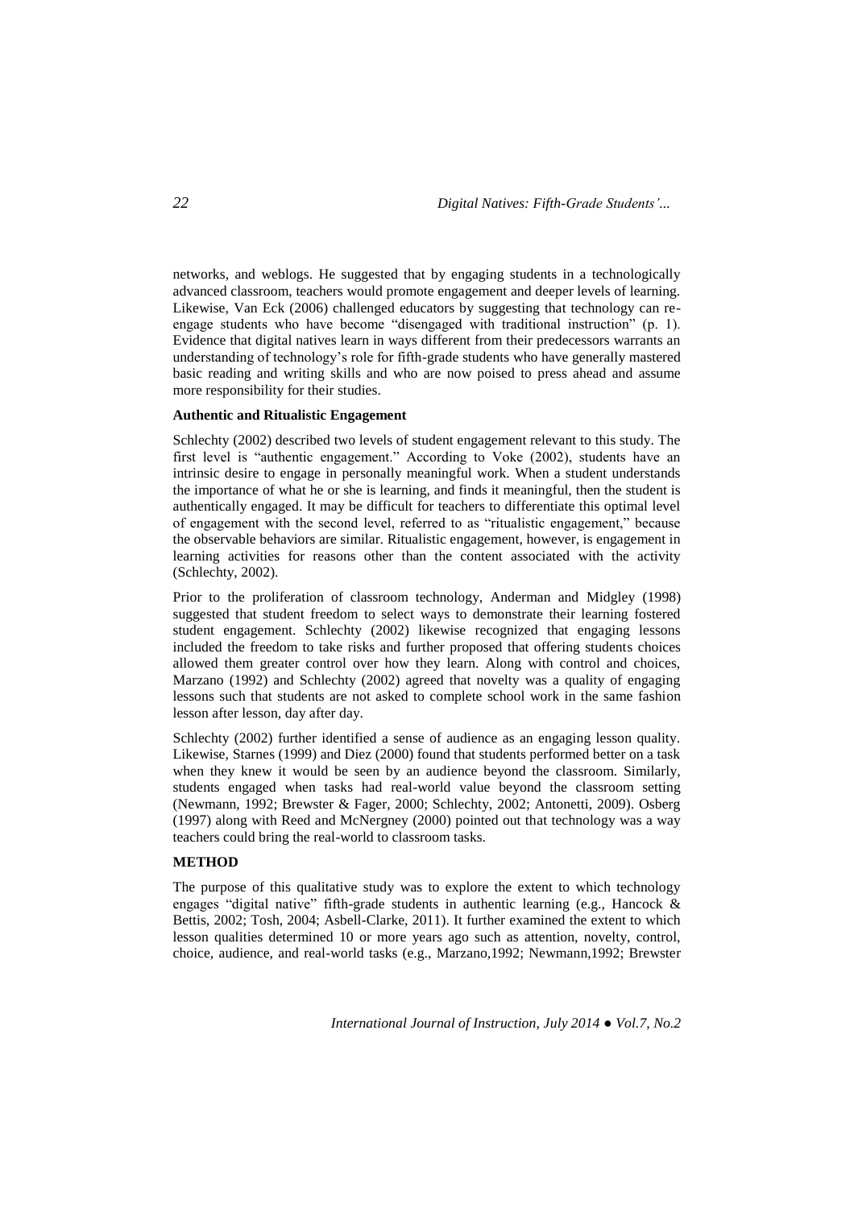networks, and weblogs. He suggested that by engaging students in a technologically advanced classroom, teachers would promote engagement and deeper levels of learning. Likewise, Van Eck (2006) challenged educators by suggesting that technology can re-engage students who have become "disengaged with traditional instruction" (p. 1). Evidence that digital natives learn in ways different from their predecessors warrants an understanding of technology's role for fifth-grade students who have generally mastered basic reading and writing skills and who are now poised to press ahead and assume more responsibility for their studies.

### Authentic and Ritualistic Engagement

Schlechty (2002) described two levels of student engagement relevant to this study. The first level is "authentic engagement." According to Voke (2002), students have an intrinsic desire to engage in personally meaningful work. When a student understands the importance of what he or she is learning, and finds it meaningful, then the student is authentically engaged. It may be difficult for teachers to differentiate this optimal level of engagement with the second level, referred to as "ritualistic engagement," because the observable behaviors are similar. Ritualistic engagement, however, is engagement in learning activities for reasons other than the content associated with the activity (Schlechty, 2002).

Prior to the proliferation of classroom technology, Anderman and Midgley (1998) suggested that student freedom to select ways to demonstrate their learning fostered student engagement. Schlechty (2002) likewise recognized that engaging lessons included the freedom to take risks and further proposed that offering students choices allowed them greater control over how they learn. Along with control and choices, Marzano (1992) and Schlechty (2002) agreed that novelty was a quality of engaging lessons such that students are not asked to complete school work in the same fashion lesson after lesson, day after day.

Schlechty (2002) further identified a sense of audience as an engaging lesson quality. Likewise, Starnes (1999) and Diez (2000) found that students performed better on a task when they knew it would be seen by an audience beyond the classroom. Similarly, students engaged when tasks had real-world value beyond the classroom setting (Newmann, 1992; Brewster & Fager, 2000; Schlechty, 2002; Antonetti, 2009). Osberg (1997) along with Reed and McNergney (2000) pointed out that technology was a way teachers could bring the real-world to classroom tasks.

## METHOD

The purpose of this qualitative study was to explore the extent to which technology engages "digital native" fifth-grade students in authentic learning (e.g., Hancock & Bettis, 2002; Tosh, 2004; Asbell-Clarke, 2011). It further examined the extent to which lesson qualities determined 10 or more years ago such as attention, novelty, control, choice, audience, and real-world tasks (e.g., Marzano,1992; Newmann,1992; Brewster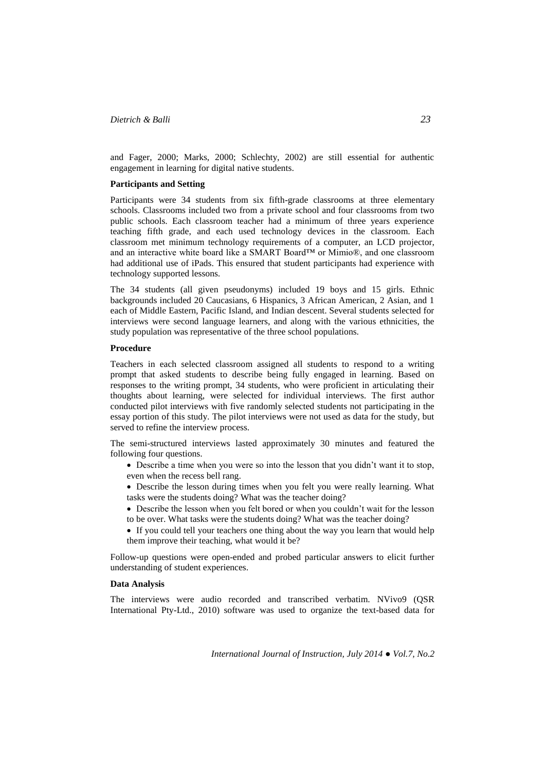and Fager, 2000; Marks, 2000; Schlechty, 2002) are still essential for authentic engagement in learning for digital native students.

### Participants and Setting

Participants were 34 students from six fifth-grade classrooms at three elementary schools. Classrooms included two from a private school and four classrooms from two public schools. Each classroom teacher had a minimum of three years experience teaching fifth grade, and each used technology devices in the classroom. Each classroom met minimum technology requirements of a computer, an LCD projector, and an interactive white board like a SMART Board™ or Mimio®, and one classroom had additional use of iPads. This ensured that student participants had experience with technology supported lessons.

The 34 students (all given pseudonyms) included 19 boys and 15 girls. Ethnic backgrounds included 20 Caucasians, 6 Hispanics, 3 African American, 2 Asian, and 1 each of Middle Eastern, Pacific Island, and Indian descent. Several students selected for interviews were second language learners, and along with the various ethnicities, the study population was representative of the three school populations.

### Procedure

Teachers in each selected classroom assigned all students to respond to a writing prompt that asked students to describe being fully engaged in learning. Based on responses to the writing prompt, 34 students, who were proficient in articulating their thoughts about learning, were selected for individual interviews. The first author conducted pilot interviews with five randomly selected students not participating in the essay portion of this study. The pilot interviews were not used as data for the study, but served to refine the interview process.

The semi-structured interviews lasted approximately 30 minutes and featured the following four questions.

- Describe a time when you were so into the lesson that you didn't want it to stop, even when the recess bell rang.
- Describe the lesson during times when you felt you were really learning. What tasks were the students doing? What was the teacher doing?
- Describe the lesson when you felt bored or when you couldn't wait for the lesson to be over. What tasks were the students doing? What was the teacher doing?
- If you could tell your teachers one thing about the way you learn that would help them improve their teaching, what would it be?

Follow-up questions were open-ended and probed particular answers to elicit further understanding of student experiences.

### Data Analysis

The interviews were audio recorded and transcribed verbatim. NVivo9 (QSR International Pty-Ltd., 2010) software was used to organize the text-based data for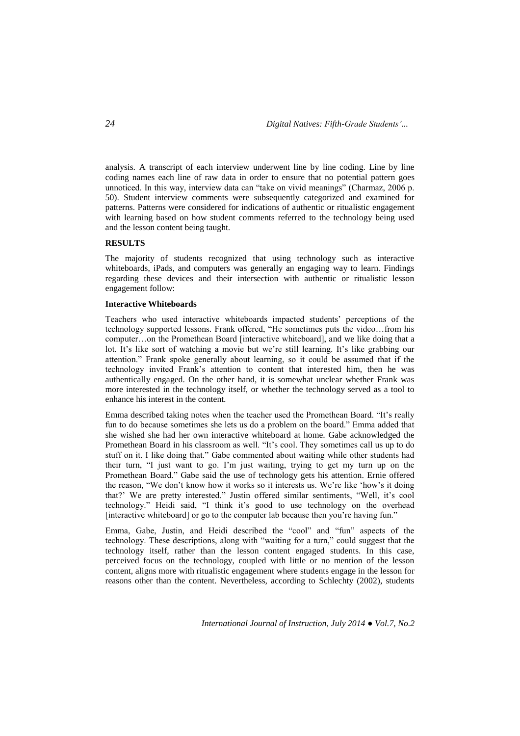analysis. A transcript of each interview underwent line by line coding. Line by line coding names each line of raw data in order to ensure that no potential pattern goes unnoticed. In this way, interview data can "take on vivid meanings" (Charmaz, 2006 p. 50). Student interview comments were subsequently categorized and examined for patterns. Patterns were considered for indications of authentic or ritualistic engagement with learning based on how student comments referred to the technology being used and the lesson content being taught.

## RESULTS

The majority of students recognized that using technology such as interactive whiteboards, iPads, and computers was generally an engaging way to learn. Findings regarding these devices and their intersection with authentic or ritualistic lesson engagement follow:

### Interactive Whiteboards

Teachers who used interactive whiteboards impacted students' perceptions of the technology supported lessons. Frank offered, "He sometimes puts the video…from his computer…on the Promethean Board [interactive whiteboard], and we like doing that a lot. It's like sort of watching a movie but we're still learning. It's like grabbing our attention." Frank spoke generally about learning, so it could be assumed that if the technology invited Frank's attention to content that interested him, then he was authentically engaged. On the other hand, it is somewhat unclear whether Frank was more interested in the technology itself, or whether the technology served as a tool to enhance his interest in the content.

Emma described taking notes when the teacher used the Promethean Board. "It's really fun to do because sometimes she lets us do a problem on the board." Emma added that she wished she had her own interactive whiteboard at home. Gabe acknowledged the Promethean Board in his classroom as well. "It's cool. They sometimes call us up to do stuff on it. I like doing that." Gabe commented about waiting while other students had their turn, "I just want to go. I'm just waiting, trying to get my turn up on the Promethean Board." Gabe said the use of technology gets his attention. Ernie offered the reason, "We don't know how it works so it interests us. We're like 'how's it doing that?' We are pretty interested." Justin offered similar sentiments, "Well, it's cool technology." Heidi said, "I think it's good to use technology on the overhead [interactive whiteboard] or go to the computer lab because then you're having fun."

Emma, Gabe, Justin, and Heidi described the "cool" and "fun" aspects of the technology. These descriptions, along with "waiting for a turn," could suggest that the technology itself, rather than the lesson content engaged students. In this case, perceived focus on the technology, coupled with little or no mention of the lesson content, aligns more with ritualistic engagement where students engage in the lesson for reasons other than the content. Nevertheless, according to Schlechty (2002), students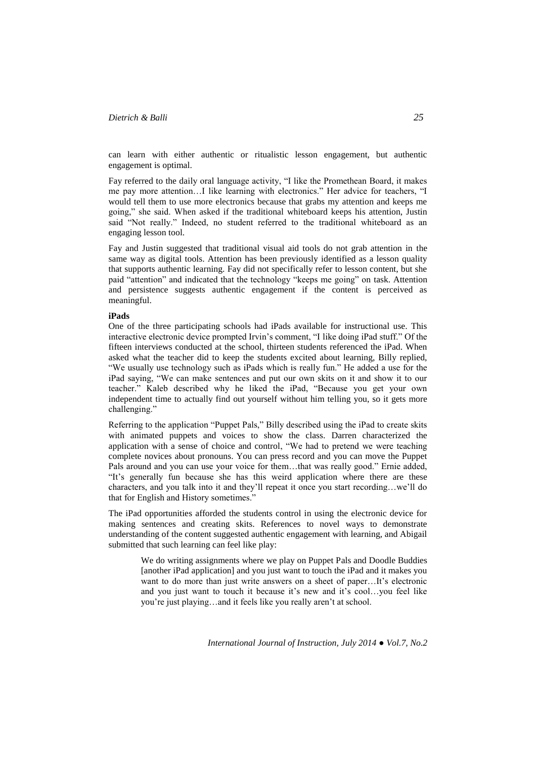can learn with either authentic or ritualistic lesson engagement, but authentic engagement is optimal.

Fay referred to the daily oral language activity, "I like the Promethean Board, it makes me pay more attention…I like learning with electronics." Her advice for teachers, "I would tell them to use more electronics because that grabs my attention and keeps me going," she said. When asked if the traditional whiteboard keeps his attention, Justin said "Not really." Indeed, no student referred to the traditional whiteboard as an engaging lesson tool.

Fay and Justin suggested that traditional visual aid tools do not grab attention in the same way as digital tools. Attention has been previously identified as a lesson quality that supports authentic learning. Fay did not specifically refer to lesson content, but she paid "attention" and indicated that the technology "keeps me going" on task. Attention and persistence suggests authentic engagement if the content is perceived as meaningful.

**iPads**

One of the three participating schools had iPads available for instructional use. This interactive electronic device prompted Irvin's comment, "I like doing iPad stuff." Of the fifteen interviews conducted at the school, thirteen students referenced the iPad. When asked what the teacher did to keep the students excited about learning, Billy replied, "We usually use technology such as iPads which is really fun." He added a use for the iPad saying, "We can make sentences and put our own skits on it and show it to our teacher." Kaleb described why he liked the iPad, "Because you get your own independent time to actually find out yourself without him telling you, so it gets more challenging."

Referring to the application "Puppet Pals," Billy described using the iPad to create skits with animated puppets and voices to show the class. Darren characterized the application with a sense of choice and control, "We had to pretend we were teaching complete novices about pronouns. You can press record and you can move the Puppet Pals around and you can use your voice for them…that was really good." Ernie added, "It's generally fun because she has this weird application where there are these characters, and you talk into it and they'll repeat it once you start recording…we'll do that for English and History sometimes."

The iPad opportunities afforded the students control in using the electronic device for making sentences and creating skits. References to novel ways to demonstrate understanding of the content suggested authentic engagement with learning, and Abigail submitted that such learning can feel like play:

> We do writing assignments where we play on Puppet Pals and Doodle Buddies [another iPad application] and you just want to touch the iPad and it makes you want to do more than just write answers on a sheet of paper…It's electronic and you just want to touch it because it's new and it's cool…you feel like you're just playing…and it feels like you really aren't at school.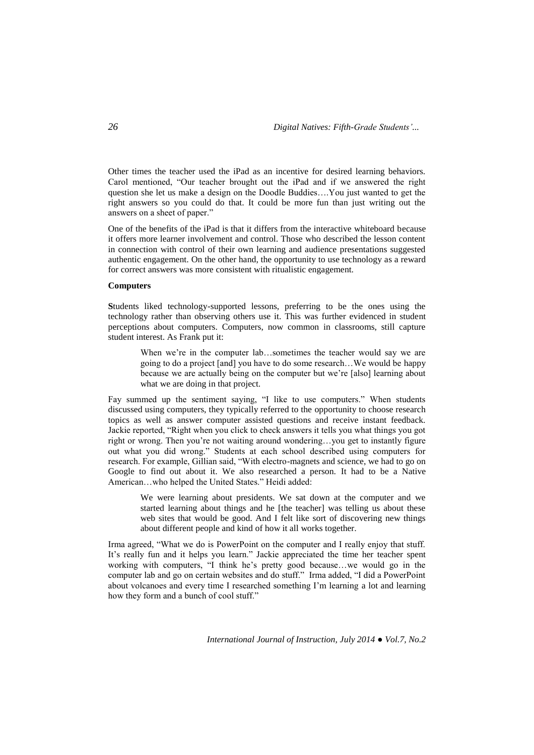Other times the teacher used the iPad as an incentive for desired learning behaviors. Carol mentioned, "Our teacher brought out the iPad and if we answered the right question she let us make a design on the Doodle Buddies….You just wanted to get the right answers so you could do that. It could be more fun than just writing out the answers on a sheet of paper."

One of the benefits of the iPad is that it differs from the interactive whiteboard because it offers more learner involvement and control. Those who described the lesson content in connection with control of their own learning and audience presentations suggested authentic engagement. On the other hand, the opportunity to use technology as a reward for correct answers was more consistent with ritualistic engagement.

**Computers**

**S**tudents liked technology-supported lessons, preferring to be the ones using the technology rather than observing others use it. This was further evidenced in student perceptions about computers. Computers, now common in classrooms, still capture student interest. As Frank put it:

> When we're in the computer lab…sometimes the teacher would say we are going to do a project [and] you have to do some research…We would be happy because we are actually being on the computer but we're [also] learning about what we are doing in that project.

Fay summed up the sentiment saying, "I like to use computers." When students discussed using computers, they typically referred to the opportunity to choose research topics as well as answer computer assisted questions and receive instant feedback. Jackie reported, "Right when you click to check answers it tells you what things you got right or wrong. Then you're not waiting around wondering…you get to instantly figure out what you did wrong." Students at each school described using computers for research. For example, Gillian said, "With electro-magnets and science, we had to go on Google to find out about it. We also researched a person. It had to be a Native American…who helped the United States." Heidi added:

> We were learning about presidents. We sat down at the computer and we started learning about things and he [the teacher] was telling us about these web sites that would be good. And I felt like sort of discovering new things about different people and kind of how it all works together.

Irma agreed, "What we do is PowerPoint on the computer and I really enjoy that stuff. It's really fun and it helps you learn." Jackie appreciated the time her teacher spent working with computers, "I think he's pretty good because…we would go in the computer lab and go on certain websites and do stuff." Irma added, "I did a PowerPoint about volcanoes and every time I researched something I'm learning a lot and learning how they form and a bunch of cool stuff."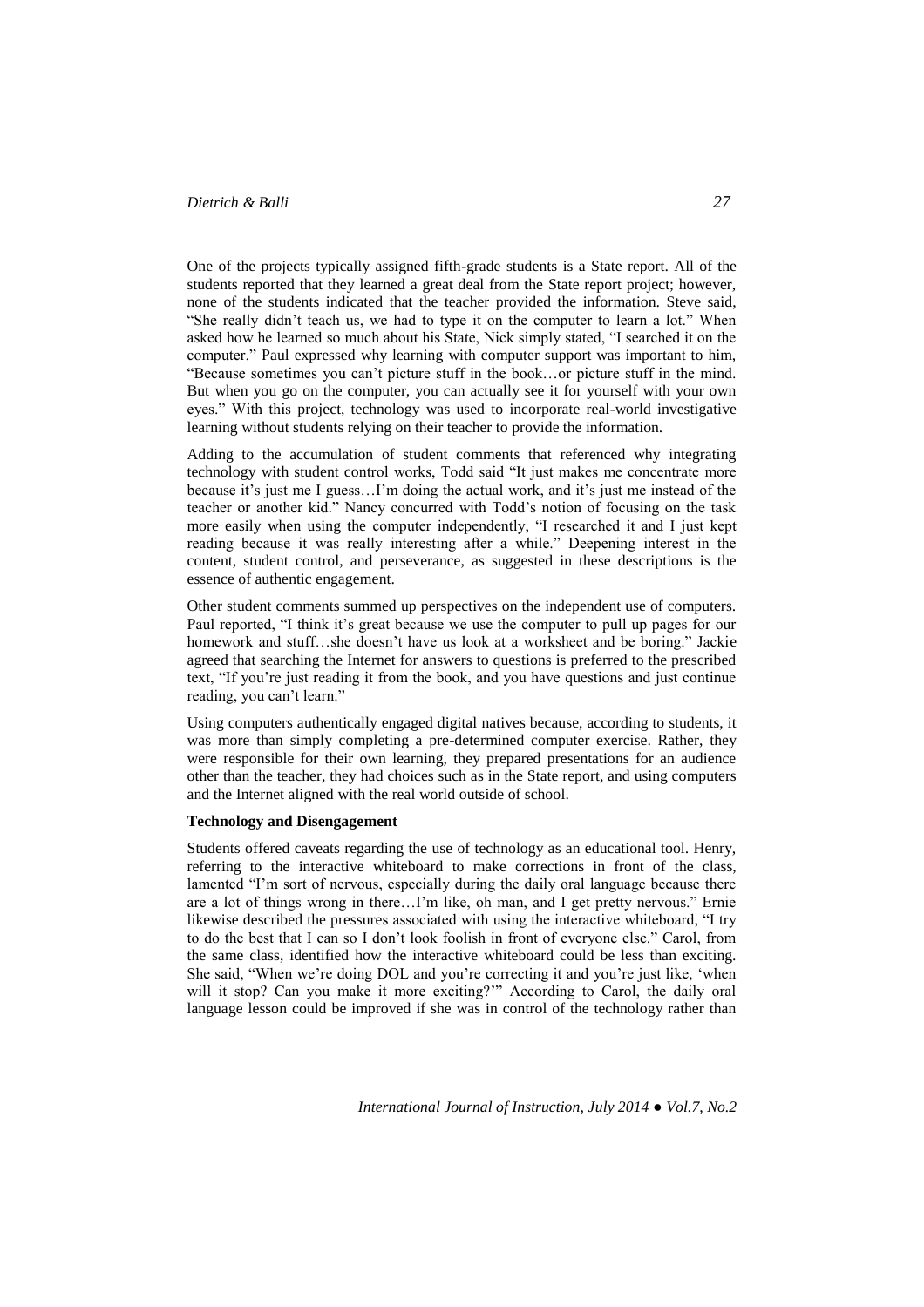One of the projects typically assigned fifth-grade students is a State report. All of the students reported that they learned a great deal from the State report project; however, none of the students indicated that the teacher provided the information. Steve said, "She really didn't teach us, we had to type it on the computer to learn a lot." When asked how he learned so much about his State, Nick simply stated, "I searched it on the computer." Paul expressed why learning with computer support was important to him, "Because sometimes you can't picture stuff in the book…or picture stuff in the mind. But when you go on the computer, you can actually see it for yourself with your own eyes." With this project, technology was used to incorporate real-world investigative learning without students relying on their teacher to provide the information.

Adding to the accumulation of student comments that referenced why integrating technology with student control works, Todd said "It just makes me concentrate more because it's just me I guess…I'm doing the actual work, and it's just me instead of the teacher or another kid." Nancy concurred with Todd's notion of focusing on the task more easily when using the computer independently, "I researched it and I just kept reading because it was really interesting after a while." Deepening interest in the content, student control, and perseverance, as suggested in these descriptions is the essence of authentic engagement.

Other student comments summed up perspectives on the independent use of computers. Paul reported, "I think it's great because we use the computer to pull up pages for our homework and stuff…she doesn't have us look at a worksheet and be boring." Jackie agreed that searching the Internet for answers to questions is preferred to the prescribed text, "If you're just reading it from the book, and you have questions and just continue reading, you can't learn."

Using computers authentically engaged digital natives because, according to students, it was more than simply completing a pre-determined computer exercise. Rather, they were responsible for their own learning, they prepared presentations for an audience other than the teacher, they had choices such as in the State report, and using computers and the Internet aligned with the real world outside of school.

**Technology and Disengagement**

Students offered caveats regarding the use of technology as an educational tool. Henry, referring to the interactive whiteboard to make corrections in front of the class, lamented "I'm sort of nervous, especially during the daily oral language because there are a lot of things wrong in there…I'm like, oh man, and I get pretty nervous." Ernie likewise described the pressures associated with using the interactive whiteboard, "I try to do the best that I can so I don't look foolish in front of everyone else." Carol, from the same class, identified how the interactive whiteboard could be less than exciting. She said, "When we're doing DOL and you're correcting it and you're just like, 'when will it stop? Can you make it more exciting?'" According to Carol, the daily oral language lesson could be improved if she was in control of the technology rather than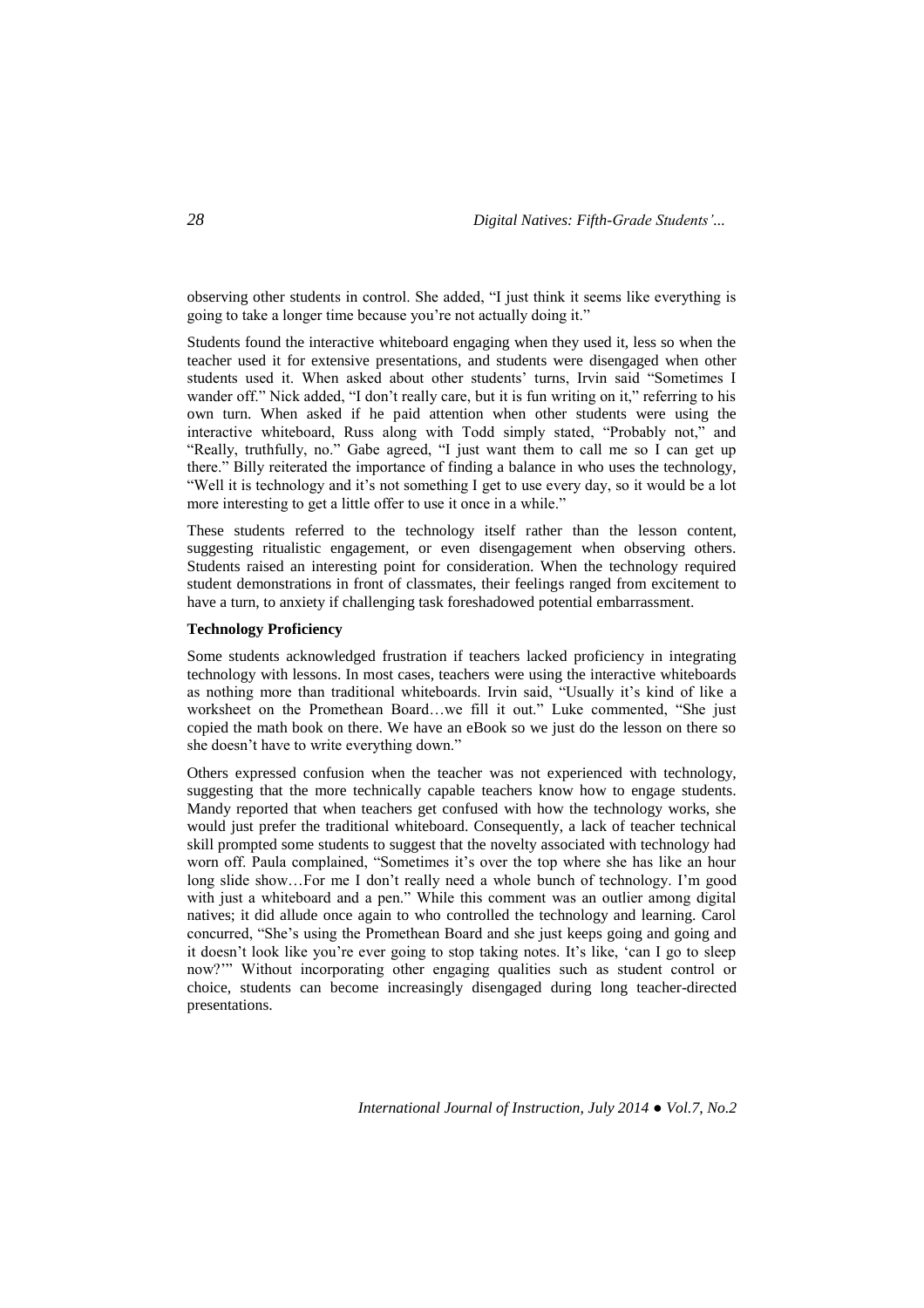observing other students in control. She added, "I just think it seems like everything is going to take a longer time because you're not actually doing it."

Students found the interactive whiteboard engaging when they used it, less so when the teacher used it for extensive presentations, and students were disengaged when other students used it. When asked about other students' turns, Irvin said "Sometimes I wander off." Nick added, "I don't really care, but it is fun writing on it," referring to his own turn. When asked if he paid attention when other students were using the interactive whiteboard, Russ along with Todd simply stated, "Probably not," and "Really, truthfully, no." Gabe agreed, "I just want them to call me so I can get up there." Billy reiterated the importance of finding a balance in who uses the technology, "Well it is technology and it's not something I get to use every day, so it would be a lot more interesting to get a little offer to use it once in a while."

These students referred to the technology itself rather than the lesson content, suggesting ritualistic engagement, or even disengagement when observing others. Students raised an interesting point for consideration. When the technology required student demonstrations in front of classmates, their feelings ranged from excitement to have a turn, to anxiety if challenging task foreshadowed potential embarrassment.

**Technology Proficiency**

Some students acknowledged frustration if teachers lacked proficiency in integrating technology with lessons. In most cases, teachers were using the interactive whiteboards as nothing more than traditional whiteboards. Irvin said, "Usually it's kind of like a worksheet on the Promethean Board…we fill it out." Luke commented, "She just copied the math book on there. We have an eBook so we just do the lesson on there so she doesn't have to write everything down."

Others expressed confusion when the teacher was not experienced with technology, suggesting that the more technically capable teachers know how to engage students. Mandy reported that when teachers get confused with how the technology works, she would just prefer the traditional whiteboard. Consequently, a lack of teacher technical skill prompted some students to suggest that the novelty associated with technology had worn off. Paula complained, "Sometimes it's over the top where she has like an hour long slide show…For me I don't really need a whole bunch of technology. I'm good with just a whiteboard and a pen." While this comment was an outlier among digital natives; it did allude once again to who controlled the technology and learning. Carol concurred, "She's using the Promethean Board and she just keeps going and going and it doesn't look like you're ever going to stop taking notes. It's like, 'can I go to sleep now?'" Without incorporating other engaging qualities such as student control or choice, students can become increasingly disengaged during long teacher-directed presentations.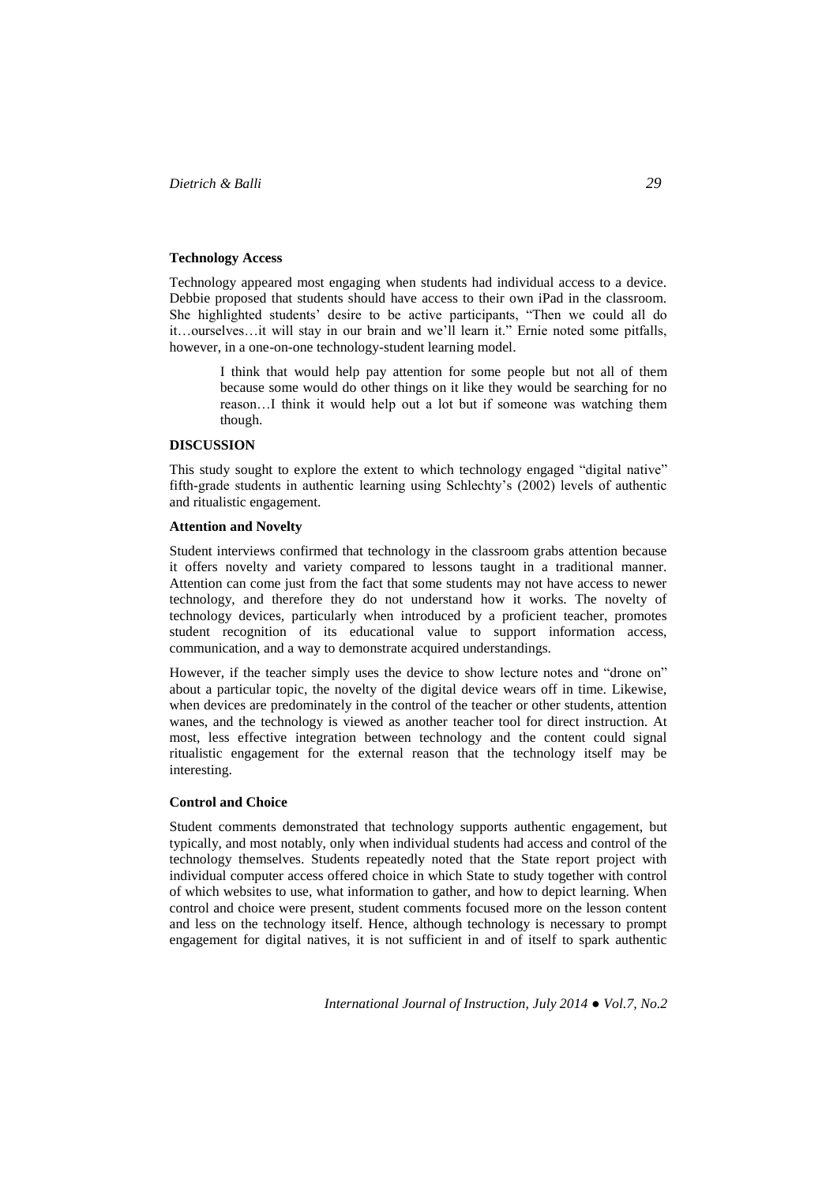### Technology Access

Technology appeared most engaging when students had individual access to a device. Debbie proposed that students should have access to their own iPad in the classroom. She highlighted students' desire to be active participants, "Then we could all do it…ourselves…it will stay in our brain and we'll learn it." Ernie noted some pitfalls, however, in a one-on-one technology-student learning model.

> I think that would help pay attention for some people but not all of them because some would do other things on it like they would be searching for no reason…I think it would help out a lot but if someone was watching them though.

## DISCUSSION

This study sought to explore the extent to which technology engaged "digital native" fifth-grade students in authentic learning using Schlechty's (2002) levels of authentic and ritualistic engagement.

### Attention and Novelty

Student interviews confirmed that technology in the classroom grabs attention because it offers novelty and variety compared to lessons taught in a traditional manner. Attention can come just from the fact that some students may not have access to newer technology, and therefore they do not understand how it works. The novelty of technology devices, particularly when introduced by a proficient teacher, promotes student recognition of its educational value to support information access, communication, and a way to demonstrate acquired understandings.

However, if the teacher simply uses the device to show lecture notes and "drone on" about a particular topic, the novelty of the digital device wears off in time. Likewise, when devices are predominately in the control of the teacher or other students, attention wanes, and the technology is viewed as another teacher tool for direct instruction. At most, less effective integration between technology and the content could signal ritualistic engagement for the external reason that the technology itself may be interesting.

### Control and Choice

Student comments demonstrated that technology supports authentic engagement, but typically, and most notably, only when individual students had access and control of the technology themselves. Students repeatedly noted that the State report project with individual computer access offered choice in which State to study together with control of which websites to use, what information to gather, and how to depict learning. When control and choice were present, student comments focused more on the lesson content and less on the technology itself. Hence, although technology is necessary to prompt engagement for digital natives, it is not sufficient in and of itself to spark authentic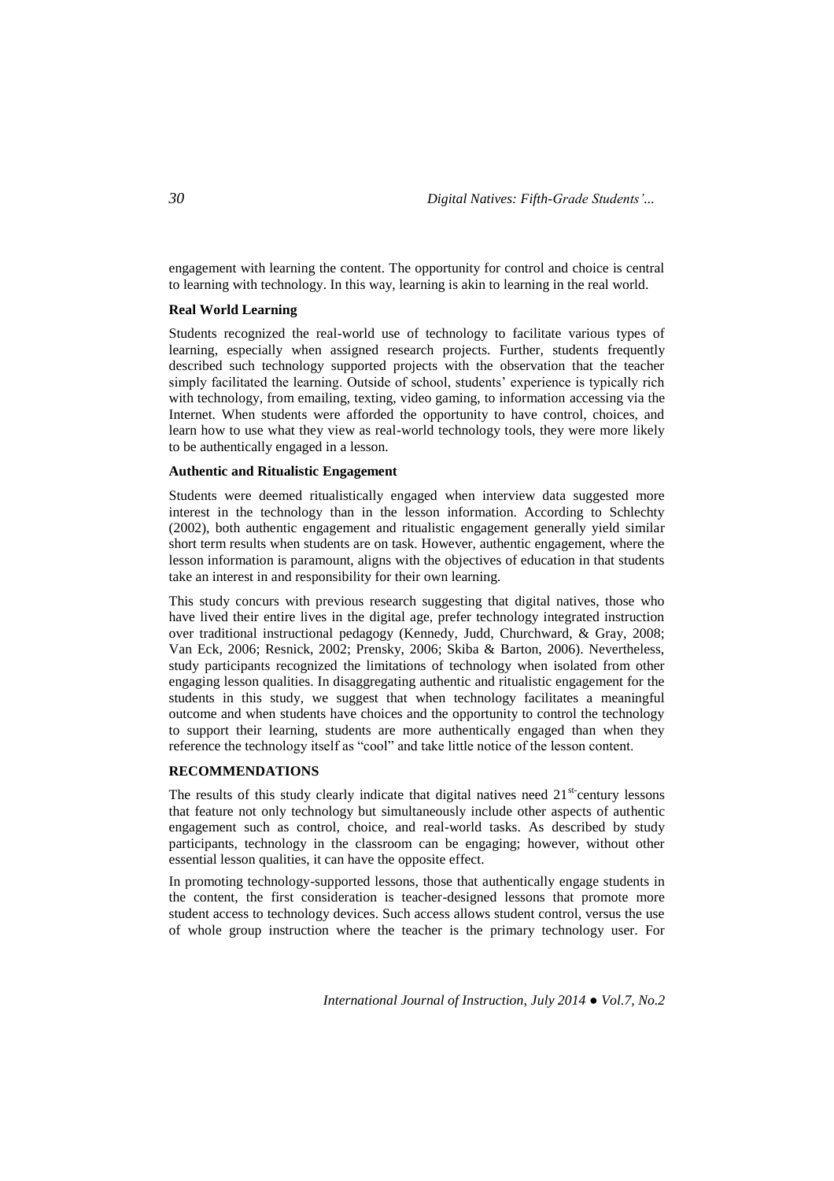engagement with learning the content. The opportunity for control and choice is central to learning with technology. In this way, learning is akin to learning in the real world.

**Real World Learning**

Students recognized the real-world use of technology to facilitate various types of learning, especially when assigned research projects. Further, students frequently described such technology supported projects with the observation that the teacher simply facilitated the learning. Outside of school, students' experience is typically rich with technology, from emailing, texting, video gaming, to information accessing via the Internet. When students were afforded the opportunity to have control, choices, and learn how to use what they view as real-world technology tools, they were more likely to be authentically engaged in a lesson.

**Authentic and Ritualistic Engagement**

Students were deemed ritualistically engaged when interview data suggested more interest in the technology than in the lesson information. According to Schlechty (2002), both authentic engagement and ritualistic engagement generally yield similar short term results when students are on task. However, authentic engagement, where the lesson information is paramount, aligns with the objectives of education in that students take an interest in and responsibility for their own learning.

This study concurs with previous research suggesting that digital natives, those who have lived their entire lives in the digital age, prefer technology integrated instruction over traditional instructional pedagogy (Kennedy, Judd, Churchward, & Gray, 2008; Van Eck, 2006; Resnick, 2002; Prensky, 2006; Skiba & Barton, 2006). Nevertheless, study participants recognized the limitations of technology when isolated from other engaging lesson qualities. In disaggregating authentic and ritualistic engagement for the students in this study, we suggest that when technology facilitates a meaningful outcome and when students have choices and the opportunity to control the technology to support their learning, students are more authentically engaged than when they reference the technology itself as "cool" and take little notice of the lesson content.

**RECOMMENDATIONS**

The results of this study clearly indicate that digital natives need 21st-century lessons that feature not only technology but simultaneously include other aspects of authentic engagement such as control, choice, and real-world tasks. As described by study participants, technology in the classroom can be engaging; however, without other essential lesson qualities, it can have the opposite effect.

In promoting technology-supported lessons, those that authentically engage students in the content, the first consideration is teacher-designed lessons that promote more student access to technology devices. Such access allows student control, versus the use of whole group instruction where the teacher is the primary technology user. For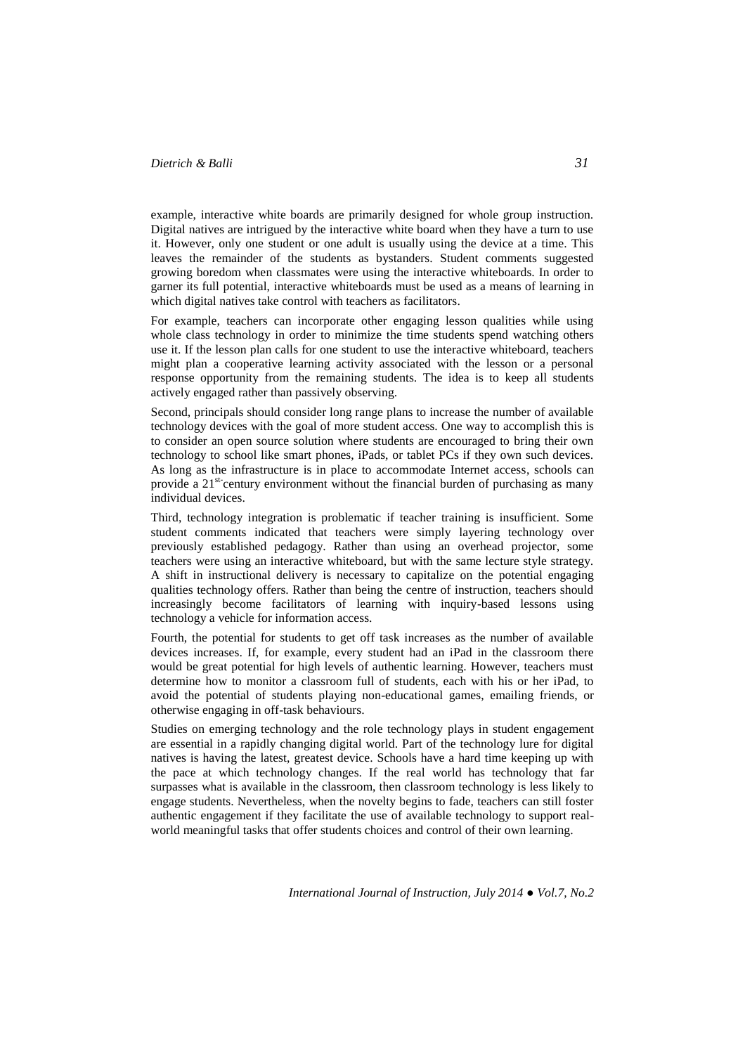example, interactive white boards are primarily designed for whole group instruction. Digital natives are intrigued by the interactive white board when they have a turn to use it. However, only one student or one adult is usually using the device at a time. This leaves the remainder of the students as bystanders. Student comments suggested growing boredom when classmates were using the interactive whiteboards. In order to garner its full potential, interactive whiteboards must be used as a means of learning in which digital natives take control with teachers as facilitators.

For example, teachers can incorporate other engaging lesson qualities while using whole class technology in order to minimize the time students spend watching others use it. If the lesson plan calls for one student to use the interactive whiteboard, teachers might plan a cooperative learning activity associated with the lesson or a personal response opportunity from the remaining students. The idea is to keep all students actively engaged rather than passively observing.

Second, principals should consider long range plans to increase the number of available technology devices with the goal of more student access. One way to accomplish this is to consider an open source solution where students are encouraged to bring their own technology to school like smart phones, iPads, or tablet PCs if they own such devices. As long as the infrastructure is in place to accommodate Internet access, schools can provide a 21st-century environment without the financial burden of purchasing as many individual devices.

Third, technology integration is problematic if teacher training is insufficient. Some student comments indicated that teachers were simply layering technology over previously established pedagogy. Rather than using an overhead projector, some teachers were using an interactive whiteboard, but with the same lecture style strategy. A shift in instructional delivery is necessary to capitalize on the potential engaging qualities technology offers. Rather than being the centre of instruction, teachers should increasingly become facilitators of learning with inquiry-based lessons using technology a vehicle for information access.

Fourth, the potential for students to get off task increases as the number of available devices increases. If, for example, every student had an iPad in the classroom there would be great potential for high levels of authentic learning. However, teachers must determine how to monitor a classroom full of students, each with his or her iPad, to avoid the potential of students playing non-educational games, emailing friends, or otherwise engaging in off-task behaviours.

Studies on emerging technology and the role technology plays in student engagement are essential in a rapidly changing digital world. Part of the technology lure for digital natives is having the latest, greatest device. Schools have a hard time keeping up with the pace at which technology changes. If the real world has technology that far surpasses what is available in the classroom, then classroom technology is less likely to engage students. Nevertheless, when the novelty begins to fade, teachers can still foster authentic engagement if they facilitate the use of available technology to support real-world meaningful tasks that offer students choices and control of their own learning.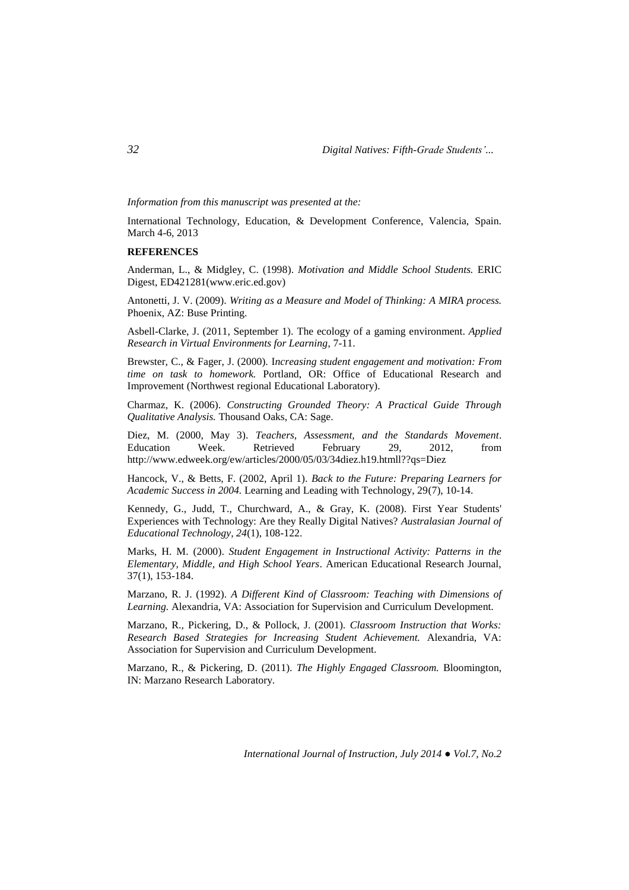*Information from this manuscript was presented at the:*

International Technology, Education, & Development Conference, Valencia, Spain. March 4-6, 2013

**REFERENCES**

Anderman, L., & Midgley, C. (1998). *Motivation and Middle School Students.* ERIC Digest, ED421281(www.eric.ed.gov)

Antonetti, J. V. (2009). *Writing as a Measure and Model of Thinking: A MIRA process.* Phoenix, AZ: Buse Printing.

Asbell-Clarke, J. (2011, September 1). The ecology of a gaming environment. *Applied Research in Virtual Environments for Learning,* 7-11.

Brewster, C., & Fager, J. (2000). I*ncreasing student engagement and motivation: From time on task to homework.* Portland, OR: Office of Educational Research and Improvement (Northwest regional Educational Laboratory).

Charmaz, K. (2006). *Constructing Grounded Theory: A Practical Guide Through Qualitative Analysis.* Thousand Oaks, CA: Sage.

Diez, M. (2000, May 3). *Teachers, Assessment, and the Standards Movement*. Education Week. Retrieved February 29, 2012, from http://www.edweek.org/ew/articles/2000/05/03/34diez.h19.htmll??qs=Diez

Hancock, V., & Betts, F. (2002, April 1). *Back to the Future: Preparing Learners for Academic Success in 2004.* Learning and Leading with Technology, 29(7), 10-14.

Kennedy, G., Judd, T., Churchward, A., & Gray, K. (2008). First Year Students' Experiences with Technology: Are they Really Digital Natives? *Australasian Journal of Educational Technology, 24*(1), 108-122.

Marks, H. M. (2000). *Student Engagement in Instructional Activity: Patterns in the Elementary, Middle, and High School Years*. American Educational Research Journal, 37(1), 153-184.

Marzano, R. J. (1992). *A Different Kind of Classroom: Teaching with Dimensions of Learning.* Alexandria, VA: Association for Supervision and Curriculum Development.

Marzano, R., Pickering, D., & Pollock, J. (2001). *Classroom Instruction that Works: Research Based Strategies for Increasing Student Achievement.* Alexandria, VA: Association for Supervision and Curriculum Development.

Marzano, R., & Pickering, D. (2011). *The Highly Engaged Classroom.* Bloomington, IN: Marzano Research Laboratory.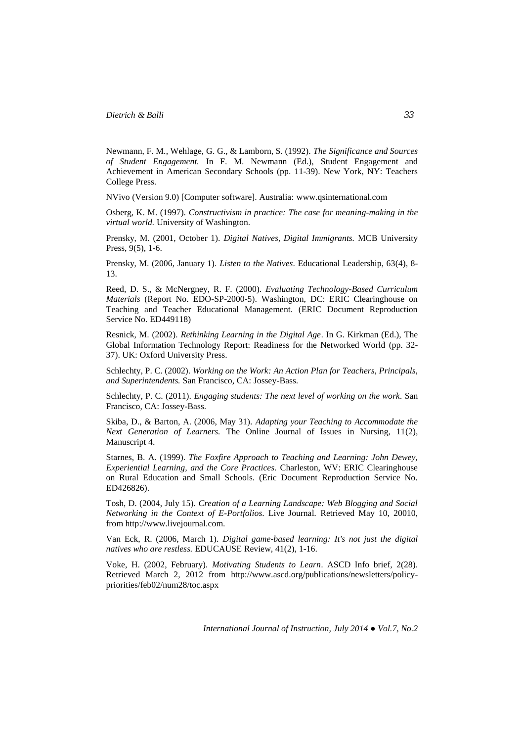Newmann, F. M., Wehlage, G. G., & Lamborn, S. (1992). *The Significance and Sources of Student Engagement.* In F. M. Newmann (Ed.), Student Engagement and Achievement in American Secondary Schools (pp. 11-39). New York, NY: Teachers College Press.

NVivo (Version 9.0) [Computer software]. Australia: www.qsinternational.com

Osberg, K. M. (1997). *Constructivism in practice: The case for meaning-making in the virtual world.* University of Washington.

Prensky, M. (2001, October 1). *Digital Natives, Digital Immigrants.* MCB University Press, 9(5), 1-6.

Prensky, M. (2006, January 1). *Listen to the Natives*. Educational Leadership, 63(4), 8-13.

Reed, D. S., & McNergney, R. F. (2000). *Evaluating Technology-Based Curriculum Materials* (Report No. EDO-SP-2000-5). Washington, DC: ERIC Clearinghouse on Teaching and Teacher Educational Management. (ERIC Document Reproduction Service No. ED449118)

Resnick, M. (2002). *Rethinking Learning in the Digital Age*. In G. Kirkman (Ed.), The Global Information Technology Report: Readiness for the Networked World (pp. 32-37). UK: Oxford University Press.

Schlechty, P. C. (2002). *Working on the Work: An Action Plan for Teachers, Principals, and Superintendents.* San Francisco, CA: Jossey-Bass.

Schlechty, P. C. (2011). *Engaging students: The next level of working on the work*. San Francisco, CA: Jossey-Bass.

Skiba, D., & Barton, A. (2006, May 31). *Adapting your Teaching to Accommodate the Next Generation of Learners.* The Online Journal of Issues in Nursing, 11(2), Manuscript 4.

Starnes, B. A. (1999). *The Foxfire Approach to Teaching and Learning: John Dewey, Experiential Learning, and the Core Practices.* Charleston, WV: ERIC Clearinghouse on Rural Education and Small Schools. (Eric Document Reproduction Service No. ED426826).

Tosh, D. (2004, July 15). *Creation of a Learning Landscape: Web Blogging and Social Networking in the Context of E-Portfolios*. Live Journal. Retrieved May 10, 20010, from http://www.livejournal.com.

Van Eck, R. (2006, March 1). *Digital game-based learning: It's not just the digital natives who are restless.* EDUCAUSE Review, 41(2), 1-16.

Voke, H. (2002, February). *Motivating Students to Learn*. ASCD Info brief, 2(28). Retrieved March 2, 2012 from http://www.ascd.org/publications/newsletters/policy-priorities/feb02/num28/toc.aspx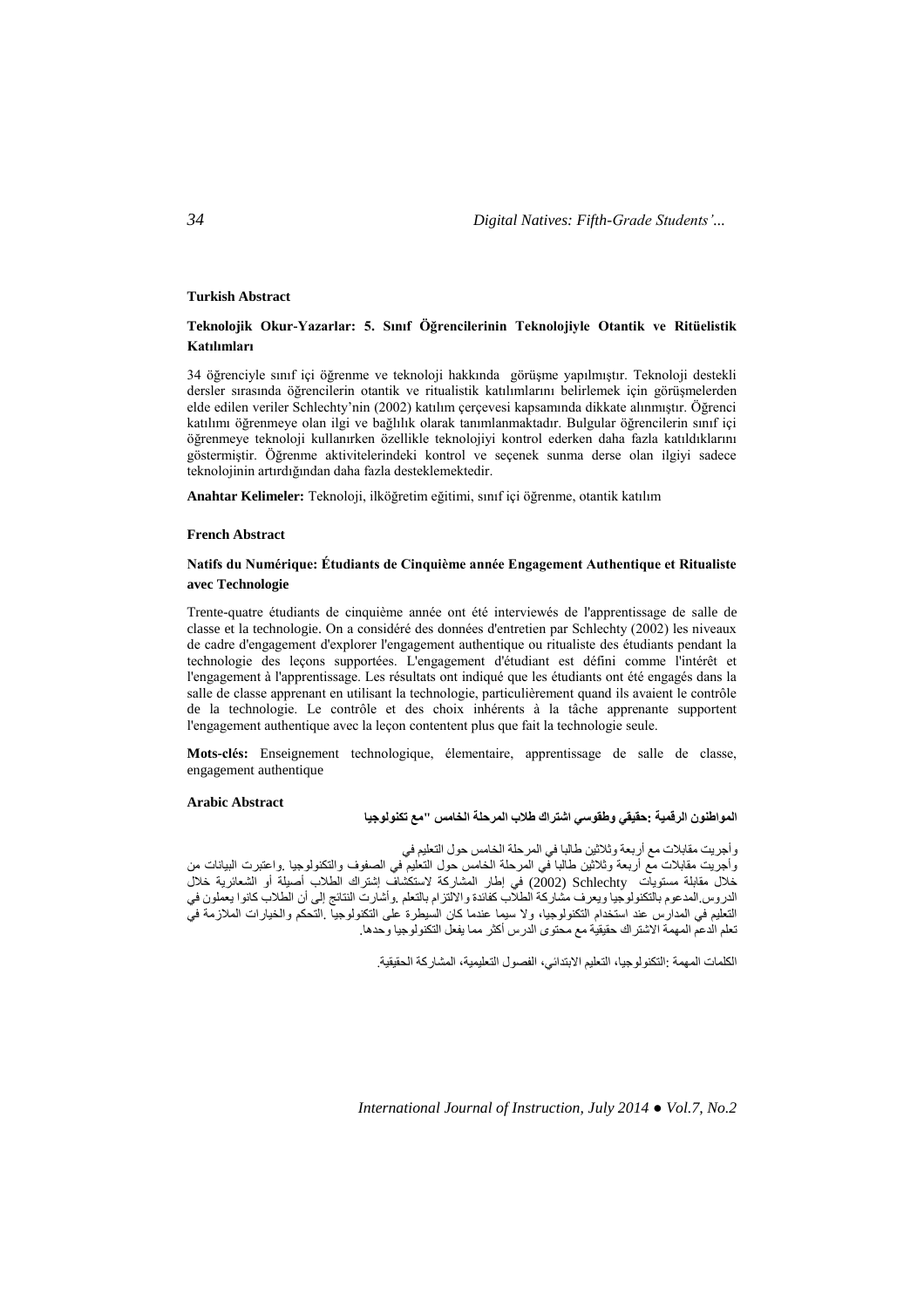**Turkish Abstract**

**Teknolojik Okur-Yazarlar: 5. Sınıf Öğrencilerinin Teknolojiyle Otantik ve Ritüelistik Katılımları**

34 öğrenciyle sınıf içi öğrenme ve teknoloji hakkında görüşme yapılmıştır. Teknoloji destekli dersler sırasında öğrencilerin otantik ve ritualistik katılımlarını belirlemek için görüşmelerden elde edilen veriler Schlechty'nin (2002) katılım çerçevesi kapsamında dikkate alınmıştır. Öğrenci katılımı öğrenmeye olan ilgi ve bağlılık olarak tanımlanmaktadır. Bulgular öğrencilerin sınıf içi öğrenmeye teknoloji kullanırken özellikle teknolojiyi kontrol ederken daha fazla katıldıklarını göstermiştir. Öğrenme aktivitelerindeki kontrol ve seçenek sunma derse olan ilgiyi sadece teknolojinin artırdığından daha fazla desteklemektedir.

**Anahtar Kelimeler:** Teknoloji, ilköğretim eğitimi, sınıf içi öğrenme, otantik katılım

**French Abstract**

**Natifs du Numérique: Étudiants de Cinquième année Engagement Authentique et Ritualiste avec Technologie**

Trente-quatre étudiants de cinquième année ont été interviewés de l'apprentissage de salle de classe et la technologie. On a considéré des données d'entretien par Schlechty (2002) les niveaux de cadre d'engagement d'explorer l'engagement authentique ou ritualiste des étudiants pendant la technologie des leçons supportées. L'engagement d'étudiant est défini comme l'intérêt et l'engagement à l'apprentissage. Les résultats ont indiqué que les étudiants ont été engagés dans la salle de classe apprenant en utilisant la technologie, particulièrement quand ils avaient le contrôle de la technologie. Le contrôle et des choix inhérents à la tâche apprenante supportent l'engagement authentique avec la leçon contentent plus que fait la technologie seule.

**Mots-clés:** Enseignement technologique, élementaire, apprentissage de salle de classe, engagement authentique

**Arabic Abstract**

**المواطنون الرقمية :حقيقي وطقوسي اشتراك طلاب المرحلة الخامس "مع تكنولوجيا**

وأجريت مقابلات مع أربعة وثلاثين طالبا في المرحلة الخامس حول التعليم في
وأجريت مقابلات مع أربعة وثلاثين طالبا في المرحلة الخامس حول التعليم في الصفوف والتكنولوجيا .واعتبرت البيانات من خلال مقابلة مستويات Schlechty (2002) في إطار المشاركة لاستكشاف إشتراك الطلاب أصيلة أو الشعائرية خلال الدروس.المدعوم بالتكنولوجيا ويعرف مشاركة الطلاب كفائدة والالتزام بالتعلم .وأشارت النتائج إلى أن الطلاب كانوا يعملون في التعليم في المدارس عند استخدام التكنولوجيا، ولا سيما عندما كان السيطرة على التكنولوجيا .التحكم والخيارات الملازمة في تعلم الدعم المهمة الاشتراك حقيقية مع محتوى الدرس أكثر مما يفعل التكنولوجيا وحدها.

الكلمات المهمة :التكنولوجيا، التعليم الابتدائي، الفصول التعليمية، المشاركة الحقيقية.